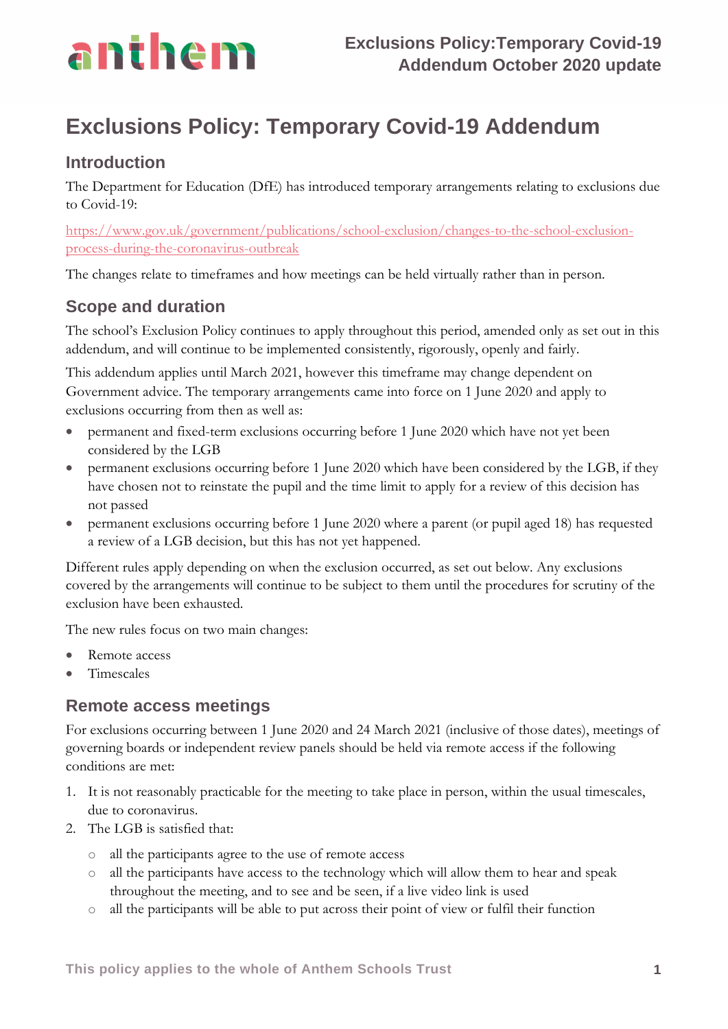# Exclusions Policy: Temporary Covid-19 Addendum

## Introduction

The Department for Education (DfE) has introduced temporary arrangements relating to exclusions due to Covid-19:

https://www.gov.uk/government/publications/school-exclusion/changes-to-the-school-exclusion-process-during-the-coronavirus-outbreak

The changes relate to timeframes and how meetings can be held virtually rather than in person.

## Scope and duration

The school's Exclusion Policy continues to apply throughout this period, amended only as set out in this addendum, and will continue to be implemented consistently, rigorously, openly and fairly.

This addendum applies until March 2021, however this timeframe may change dependent on Government advice. The temporary arrangements came into force on 1 June 2020 and apply to exclusions occurring from then as well as:

- permanent and fixed-term exclusions occurring before 1 June 2020 which have not yet been considered by the LGB
- permanent exclusions occurring before 1 June 2020 which have been considered by the LGB, if they have chosen not to reinstate the pupil and the time limit to apply for a review of this decision has not passed
- permanent exclusions occurring before 1 June 2020 where a parent (or pupil aged 18) has requested a review of a LGB decision, but this has not yet happened.

Different rules apply depending on when the exclusion occurred, as set out below. Any exclusions covered by the arrangements will continue to be subject to them until the procedures for scrutiny of the exclusion have been exhausted.

The new rules focus on two main changes:

- Remote access
- Timescales

## Remote access meetings

For exclusions occurring between 1 June 2020 and 24 March 2021 (inclusive of those dates), meetings of governing boards or independent review panels should be held via remote access if the following conditions are met:

1. It is not reasonably practicable for the meeting to take place in person, within the usual timescales, due to coronavirus.
2. The LGB is satisfied that:
   - all the participants agree to the use of remote access
   - all the participants have access to the technology which will allow them to hear and speak throughout the meeting, and to see and be seen, if a live video link is used
   - all the participants will be able to put across their point of view or fulfil their function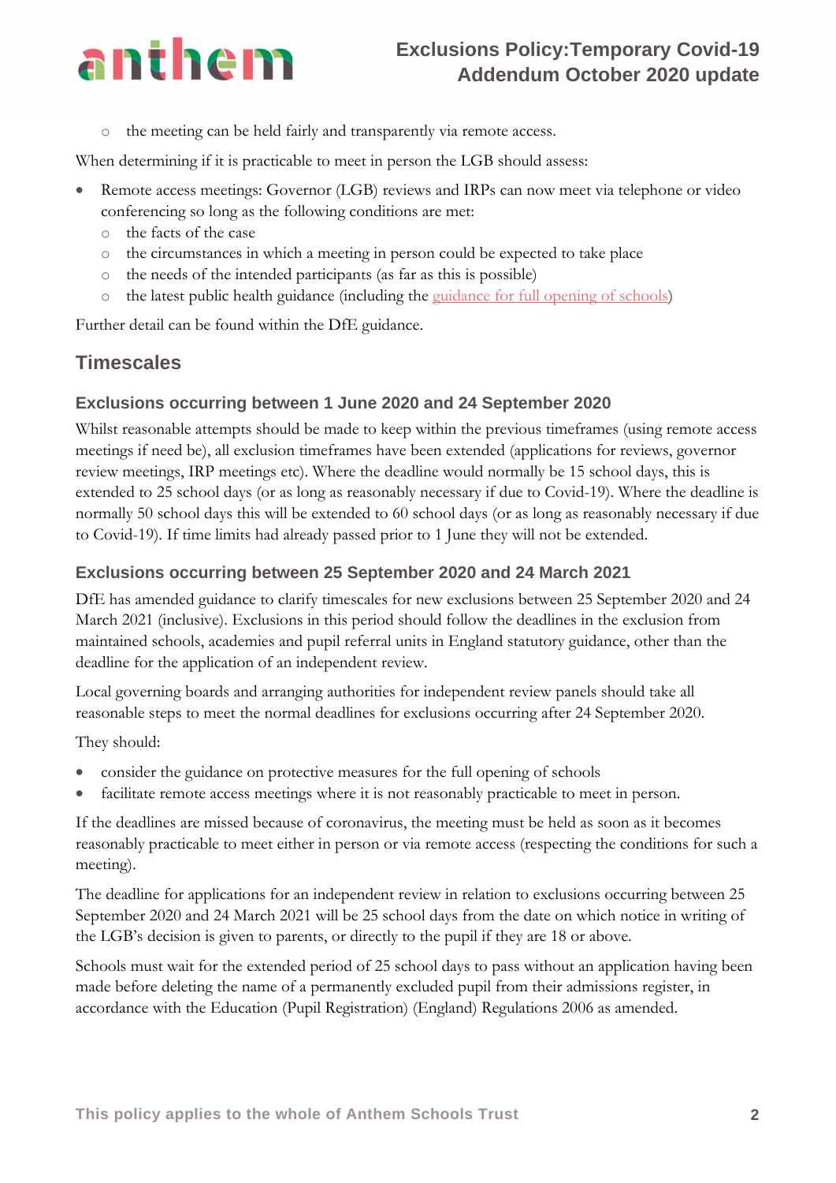- the meeting can be held fairly and transparently via remote access.

When determining if it is practicable to meet in person the LGB should assess:

- Remote access meetings: Governor (LGB) reviews and IRPs can now meet via telephone or video conferencing so long as the following conditions are met:
  - the facts of the case
  - the circumstances in which a meeting in person could be expected to take place
  - the needs of the intended participants (as far as this is possible)
  - the latest public health guidance (including the guidance for full opening of schools)

Further detail can be found within the DfE guidance.

## Timescales

### Exclusions occurring between 1 June 2020 and 24 September 2020

Whilst reasonable attempts should be made to keep within the previous timeframes (using remote access meetings if need be), all exclusion timeframes have been extended (applications for reviews, governor review meetings, IRP meetings etc). Where the deadline would normally be 15 school days, this is extended to 25 school days (or as long as reasonably necessary if due to Covid-19). Where the deadline is normally 50 school days this will be extended to 60 school days (or as long as reasonably necessary if due to Covid-19). If time limits had already passed prior to 1 June they will not be extended.

### Exclusions occurring between 25 September 2020 and 24 March 2021

DfE has amended guidance to clarify timescales for new exclusions between 25 September 2020 and 24 March 2021 (inclusive). Exclusions in this period should follow the deadlines in the exclusion from maintained schools, academies and pupil referral units in England statutory guidance, other than the deadline for the application of an independent review.

Local governing boards and arranging authorities for independent review panels should take all reasonable steps to meet the normal deadlines for exclusions occurring after 24 September 2020.

They should:

- consider the guidance on protective measures for the full opening of schools
- facilitate remote access meetings where it is not reasonably practicable to meet in person.

If the deadlines are missed because of coronavirus, the meeting must be held as soon as it becomes reasonably practicable to meet either in person or via remote access (respecting the conditions for such a meeting).

The deadline for applications for an independent review in relation to exclusions occurring between 25 September 2020 and 24 March 2021 will be 25 school days from the date on which notice in writing of the LGB's decision is given to parents, or directly to the pupil if they are 18 or above.

Schools must wait for the extended period of 25 school days to pass without an application having been made before deleting the name of a permanently excluded pupil from their admissions register, in accordance with the Education (Pupil Registration) (England) Regulations 2006 as amended.